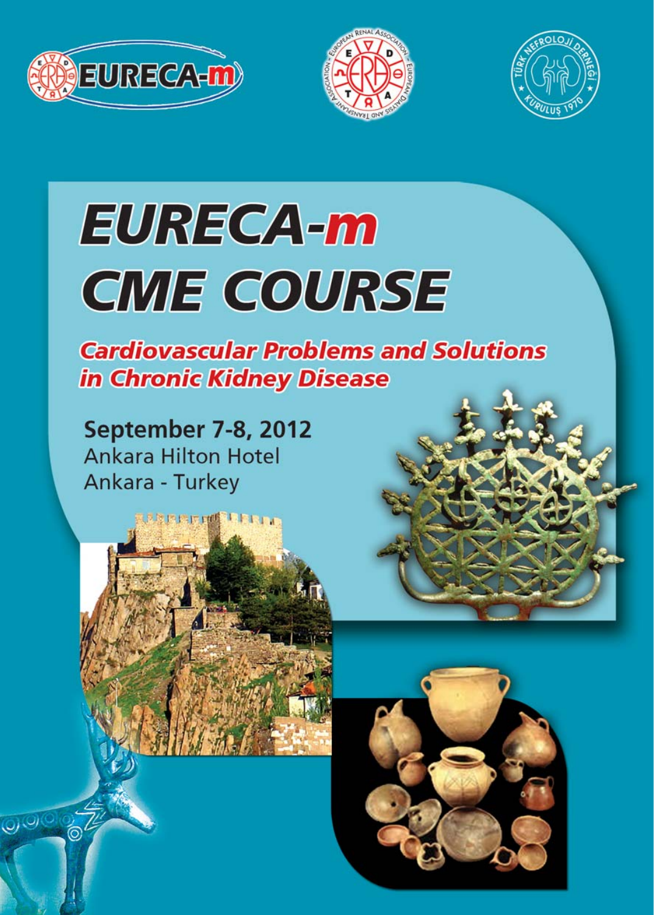# EUREKA-m CME COURSE

## Cardiovascular Problems and Solutions in Chronic Kidney Disease

**September 7-8, 2012**
Ankara Hilton Hotel
Ankara - Turkey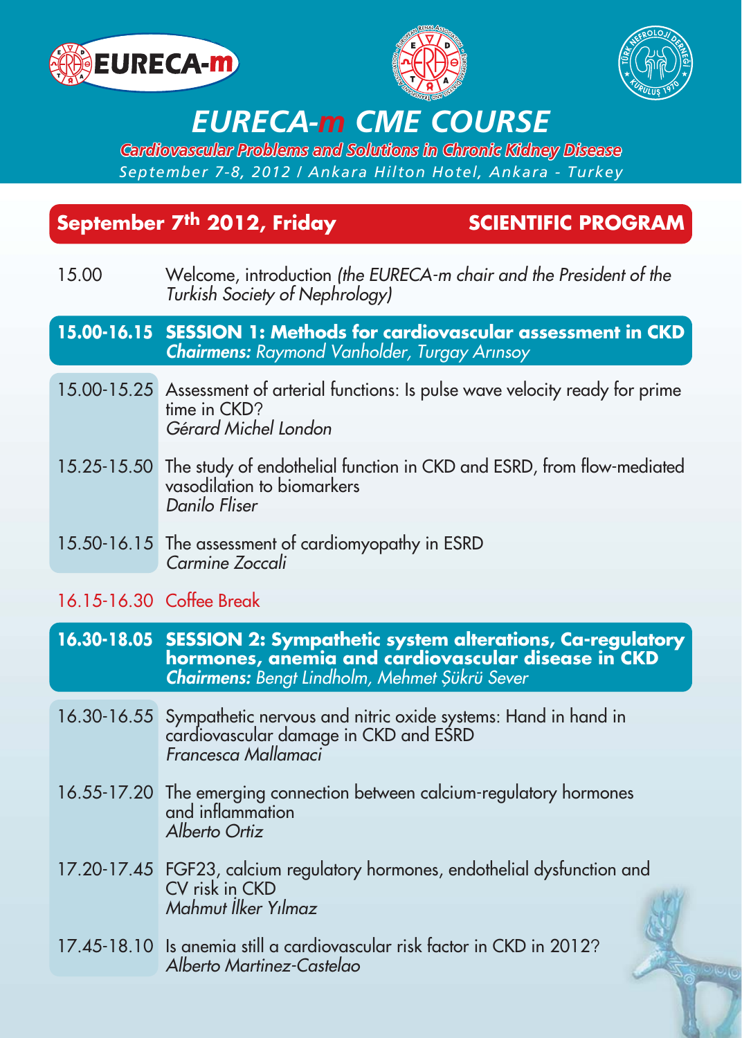# *EURECA-m CME COURSE*

***Cardiovascular Problems and Solutions in Chronic Kidney Disease***

*September 7-8, 2012 / Ankara Hilton Hotel, Ankara - Turkey*

## September 7th 2012, Friday — SCIENTIFIC PROGRAM

15.00 Welcome, introduction *(the EURECA-m chair and the President of the Turkish Society of Nephrology)*

### 15.00-16.15 SESSION 1: Methods for cardiovascular assessment in CKD

***Chairmens:*** *Raymond Vanholder, Turgay Arınsoy*

15.00-15.25 Assessment of arterial functions: Is pulse wave velocity ready for prime time in CKD?
*Gérard Michel London*

15.25-15.50 The study of endothelial function in CKD and ESRD, from flow-mediated vasodilation to biomarkers
*Danilo Fliser*

15.50-16.15 The assessment of cardiomyopathy in ESRD
*Carmine Zoccali*

16.15-16.30 Coffee Break

### 16.30-18.05 SESSION 2: Sympathetic system alterations, Ca-regulatory hormones, anemia and cardiovascular disease in CKD

***Chairmens:*** *Bengt Lindholm, Mehmet Şükrü Sever*

16.30-16.55 Sympathetic nervous and nitric oxide systems: Hand in hand in cardiovascular damage in CKD and ESRD
*Francesca Mallamaci*

16.55-17.20 The emerging connection between calcium-regulatory hormones and inflammation
*Alberto Ortiz*

17.20-17.45 FGF23, calcium regulatory hormones, endothelial dysfunction and CV risk in CKD
*Mahmut İlker Yılmaz*

17.45-18.10 Is anemia still a cardiovascular risk factor in CKD in 2012?
*Alberto Martinez-Castelao*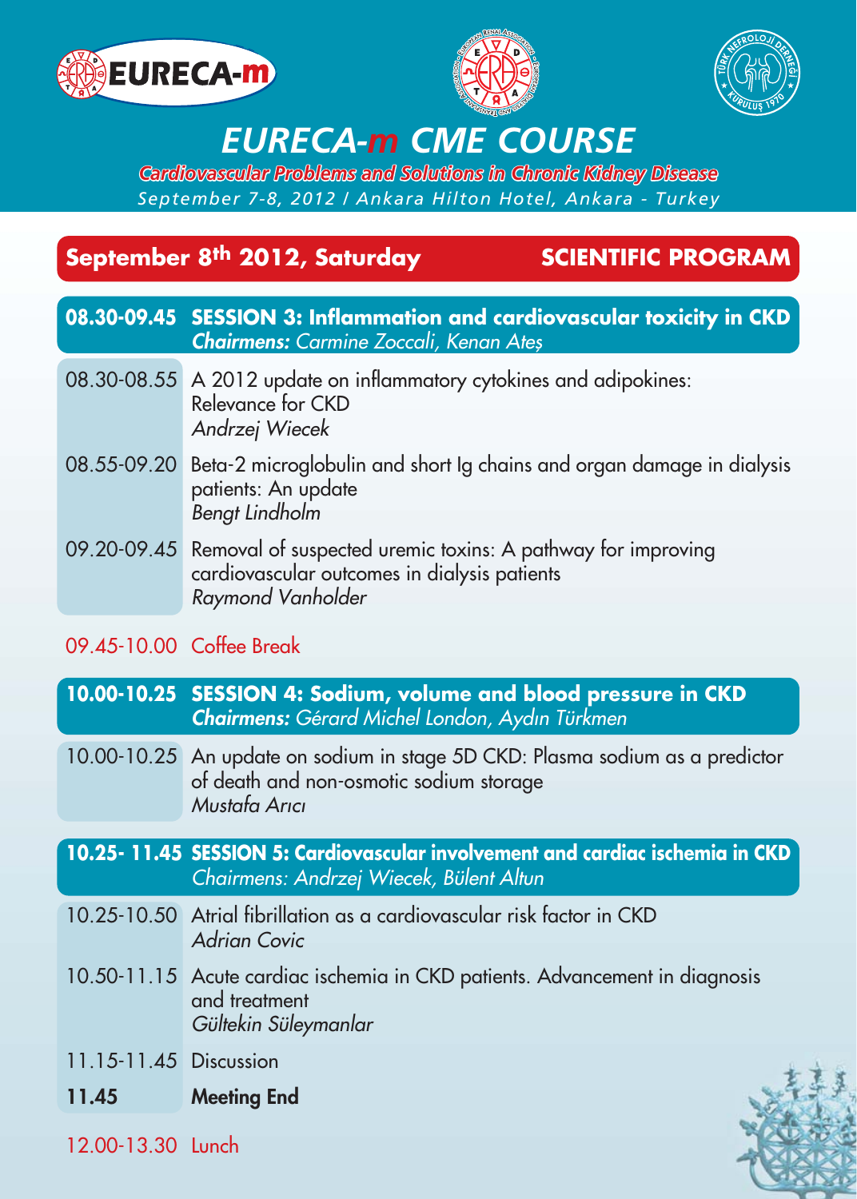# EURECA-m CME COURSE

**Cardiovascular Problems and Solutions in Chronic Kidney Disease**

September 7-8, 2012 / Ankara Hilton Hotel, Ankara - Turkey

## September 8th 2012, Saturday — SCIENTIFIC PROGRAM

### 08.30-09.45 SESSION 3: Inflammation and cardiovascular toxicity in CKD

***Chairmens:*** *Carmine Zoccali, Kenan Ateş*

| | |
|---|---|
| 08.30-08.55 | A 2012 update on inflammatory cytokines and adipokines: Relevance for CKD<br>*Andrzej Wiecek* |
| 08.55-09.20 | Beta-2 microglobulin and short Ig chains and organ damage in dialysis patients: An update<br>*Bengt Lindholm* |
| 09.20-09.45 | Removal of suspected uremic toxins: A pathway for improving cardiovascular outcomes in dialysis patients<br>*Raymond Vanholder* |

09.45-10.00 Coffee Break

### 10.00-10.25 SESSION 4: Sodium, volume and blood pressure in CKD

***Chairmens:*** *Gérard Michel London, Aydın Türkmen*

| | |
|---|---|
| 10.00-10.25 | An update on sodium in stage 5D CKD: Plasma sodium as a predictor of death and non-osmotic sodium storage<br>*Mustafa Arıcı* |

### 10.25- 11.45 SESSION 5: Cardiovascular involvement and cardiac ischemia in CKD

*Chairmens: Andrzej Wiecek, Bülent Altun*

| | |
|---|---|
| 10.25-10.50 | Atrial fibrillation as a cardiovascular risk factor in CKD<br>*Adrian Covic* |
| 10.50-11.15 | Acute cardiac ischemia in CKD patients. Advancement in diagnosis and treatment<br>*Gültekin Süleymanlar* |
| 11.15-11.45 | Discussion |
| **11.45** | **Meeting End** |

12.00-13.30 Lunch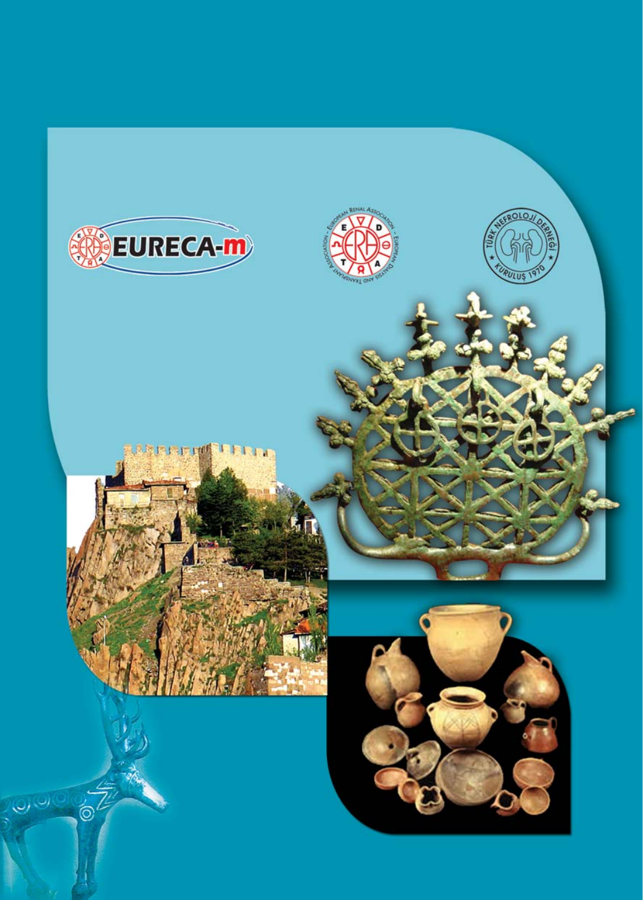EURECA-m